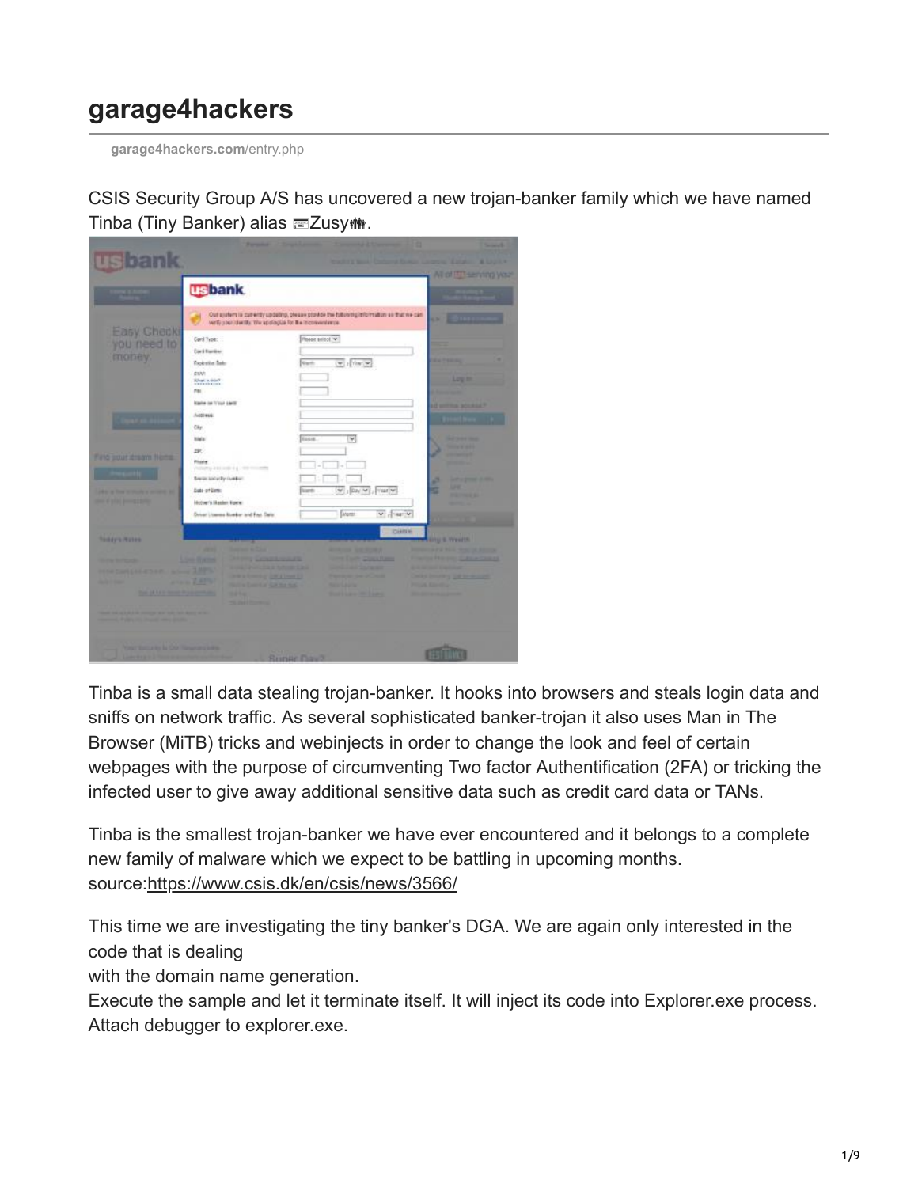# garage4hackers

garage4hackers.com/entry.php

CSIS Security Group A/S has uncovered a new trojan-banker family which we have named Tinba (Tiny Banker) alias Zusy.

Tinba is a small data stealing trojan-banker. It hooks into browsers and steals login data and sniffs on network traffic. As several sophisticated banker-trojan it also uses Man in The Browser (MiTB) tricks and webinjects in order to change the look and feel of certain webpages with the purpose of circumventing Two factor Authentification (2FA) or tricking the infected user to give away additional sensitive data such as credit card data or TANs.

Tinba is the smallest trojan-banker we have ever encountered and it belongs to a complete new family of malware which we expect to be battling in upcoming months. source:https://www.csis.dk/en/csis/news/3566/

This time we are investigating the tiny banker's DGA. We are again only interested in the code that is dealing
with the domain name generation.
Execute the sample and let it terminate itself. It will inject its code into Explorer.exe process. Attach debugger to explorer.exe.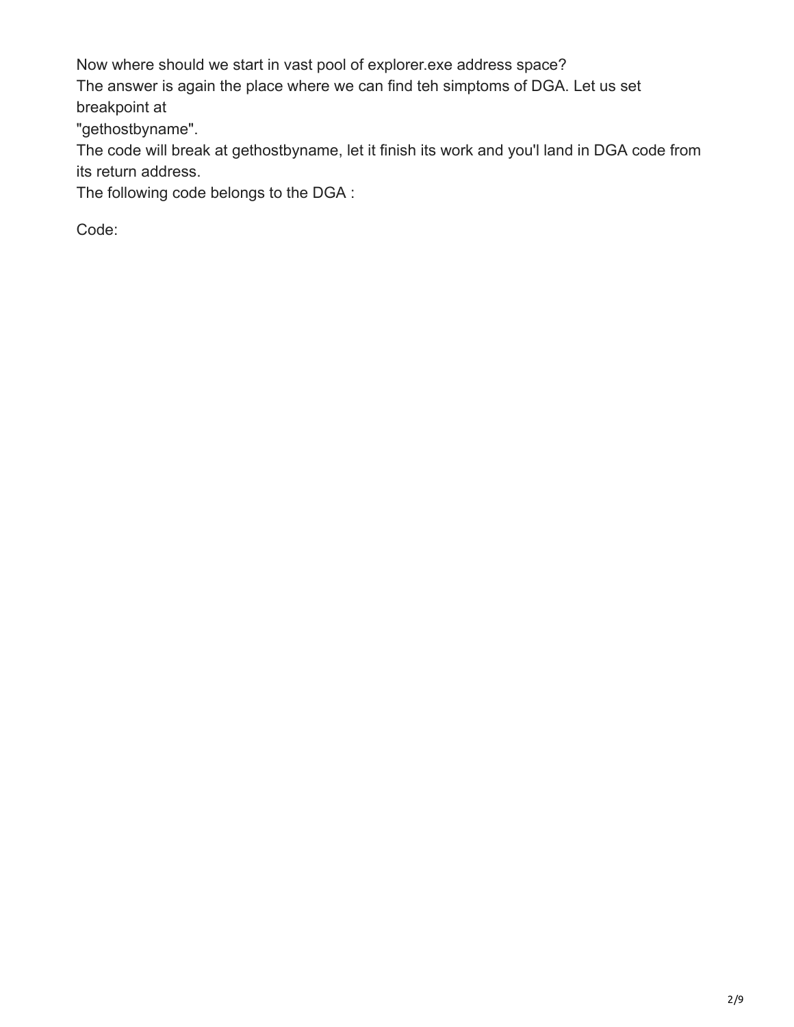Now where should we start in vast pool of explorer.exe address space?
The answer is again the place where we can find teh simptoms of DGA. Let us set breakpoint at
"gethostbyname".
The code will break at gethostbyname, let it finish its work and you'l land in DGA code from its return address.
The following code belongs to the DGA :

Code: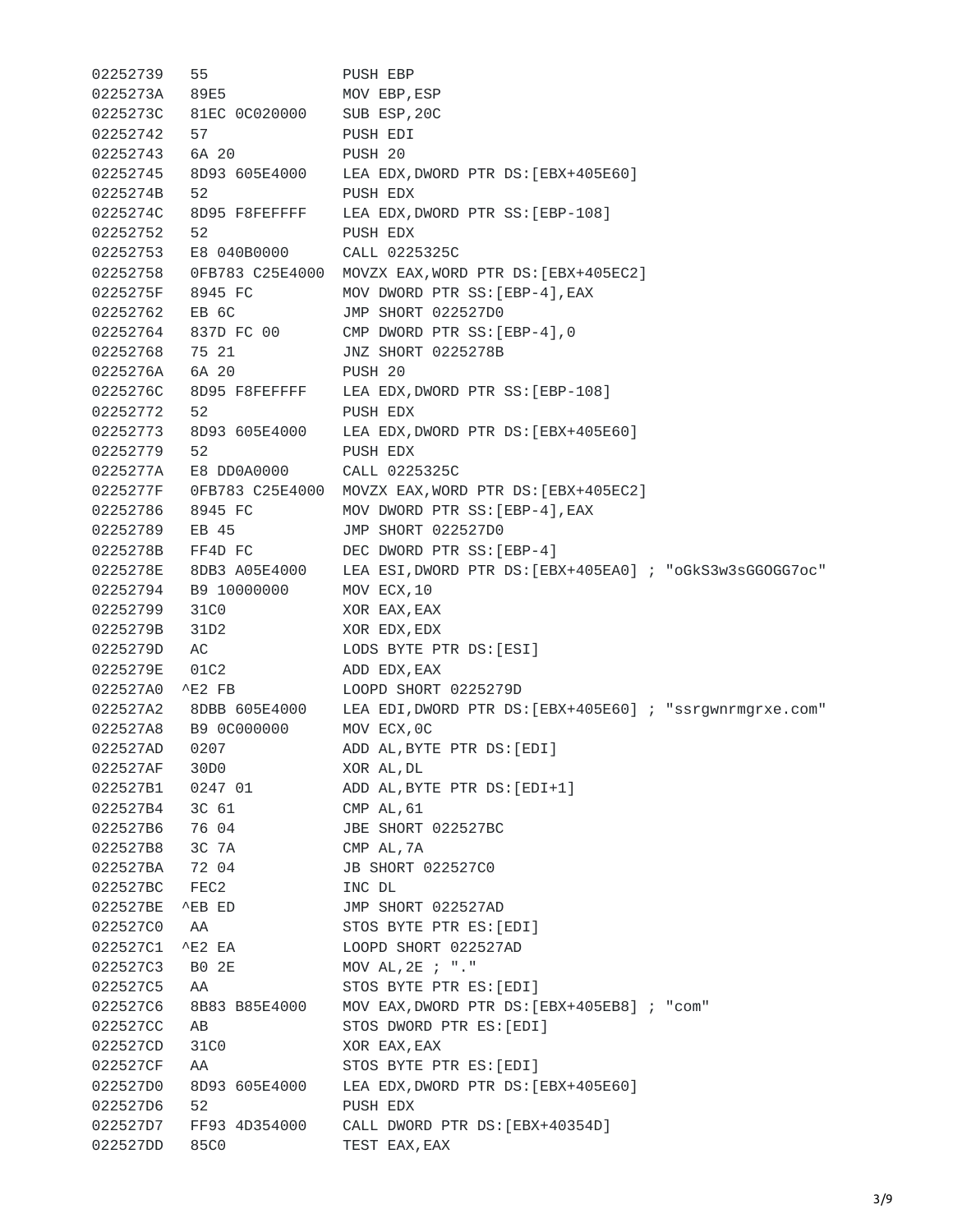```
02252739   55               PUSH EBP
0225273A   89E5             MOV EBP,ESP
0225273C   81EC 0C020000    SUB ESP,20C
02252742   57               PUSH EDI
02252743   6A 20            PUSH 20
02252745   8D93 605E4000    LEA EDX,DWORD PTR DS:[EBX+405E60]
0225274B   52               PUSH EDX
0225274C   8D95 F8FEFFFF    LEA EDX,DWORD PTR SS:[EBP-108]
02252752   52               PUSH EDX
02252753   E8 040B0000      CALL 0225325C
02252758   0FB783 C25E4000  MOVZX EAX,WORD PTR DS:[EBX+405EC2]
0225275F   8945 FC          MOV DWORD PTR SS:[EBP-4],EAX
02252762   EB 6C            JMP SHORT 022527D0
02252764   837D FC 00       CMP DWORD PTR SS:[EBP-4],0
02252768   75 21            JNZ SHORT 0225278B
0225276A   6A 20            PUSH 20
0225276C   8D95 F8FEFFFF    LEA EDX,DWORD PTR SS:[EBP-108]
02252772   52               PUSH EDX
02252773   8D93 605E4000    LEA EDX,DWORD PTR DS:[EBX+405E60]
02252779   52               PUSH EDX
0225277A   E8 DD0A0000      CALL 0225325C
0225277F   0FB783 C25E4000  MOVZX EAX,WORD PTR DS:[EBX+405EC2]
02252786   8945 FC          MOV DWORD PTR SS:[EBP-4],EAX
02252789   EB 45            JMP SHORT 022527D0
0225278B   FF4D FC          DEC DWORD PTR SS:[EBP-4]
0225278E   8DB3 A05E4000    LEA ESI,DWORD PTR DS:[EBX+405EA0] ; "oGkS3w3sGGOGG7oc"
02252794   B9 10000000      MOV ECX,10
02252799   31C0             XOR EAX,EAX
0225279B   31D2             XOR EDX,EDX
0225279D   AC               LODS BYTE PTR DS:[ESI]
0225279E   01C2             ADD EDX,EAX
022527A0  ^E2 FB            LOOPD SHORT 0225279D
022527A2   8DBB 605E4000    LEA EDI,DWORD PTR DS:[EBX+405E60] ; "ssrgwnrmgrxe.com"
022527A8   B9 0C000000      MOV ECX,0C
022527AD   0207             ADD AL,BYTE PTR DS:[EDI]
022527AF   30D0             XOR AL,DL
022527B1   0247 01          ADD AL,BYTE PTR DS:[EDI+1]
022527B4   3C 61            CMP AL,61
022527B6   76 04            JBE SHORT 022527BC
022527B8   3C 7A            CMP AL,7A
022527BA   72 04            JB SHORT 022527C0
022527BC   FEC2             INC DL
022527BE  ^EB ED            JMP SHORT 022527AD
022527C0   AA               STOS BYTE PTR ES:[EDI]
022527C1  ^E2 EA            LOOPD SHORT 022527AD
022527C3   B0 2E            MOV AL,2E ; "."
022527C5   AA               STOS BYTE PTR ES:[EDI]
022527C6   8B83 B85E4000    MOV EAX,DWORD PTR DS:[EBX+405EB8] ; "com"
022527CC   AB               STOS DWORD PTR ES:[EDI]
022527CD   31C0             XOR EAX,EAX
022527CF   AA               STOS BYTE PTR ES:[EDI]
022527D0   8D93 605E4000    LEA EDX,DWORD PTR DS:[EBX+405E60]
022527D6   52               PUSH EDX
022527D7   FF93 4D354000    CALL DWORD PTR DS:[EBX+40354D]
022527DD   85C0             TEST EAX,EAX
```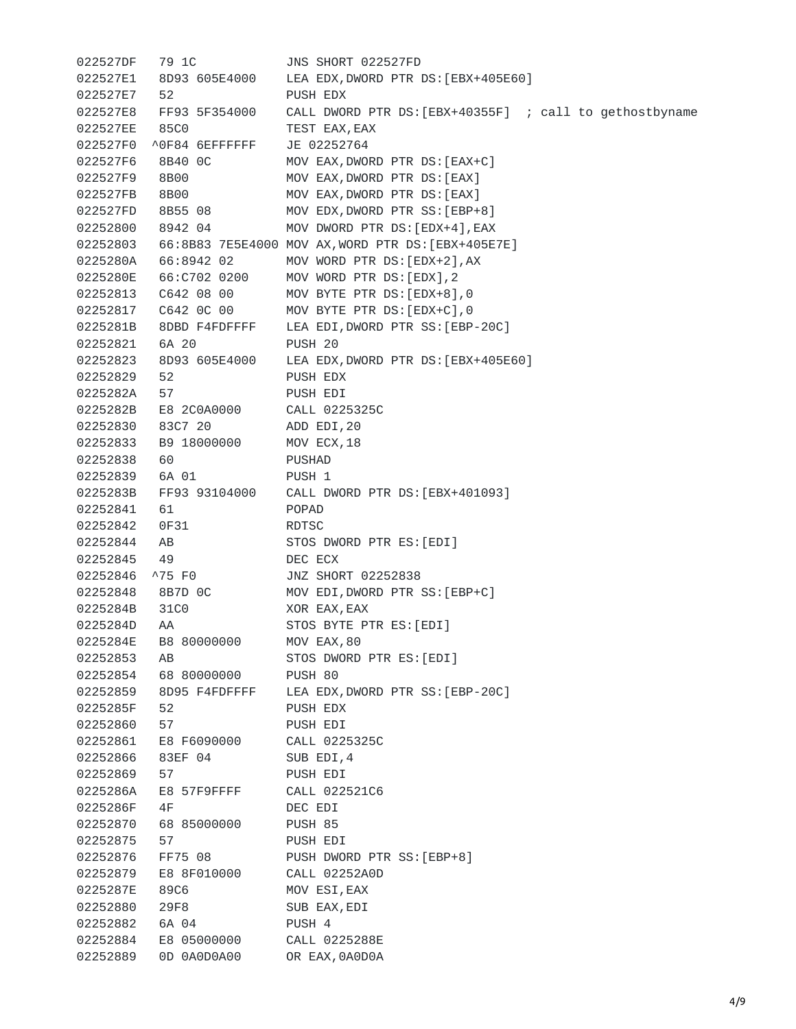```
022527DF   79 1C            JNS SHORT 022527FD
022527E1   8D93 605E4000    LEA EDX,DWORD PTR DS:[EBX+405E60]
022527E7   52               PUSH EDX
022527E8   FF93 5F354000    CALL DWORD PTR DS:[EBX+40355F]  ; call to gethostbyname
022527EE   85C0             TEST EAX,EAX
022527F0  ^0F84 6EFFFFFF    JE 02252764
022527F6   8B40 0C          MOV EAX,DWORD PTR DS:[EAX+C]
022527F9   8B00             MOV EAX,DWORD PTR DS:[EAX]
022527FB   8B00             MOV EAX,DWORD PTR DS:[EAX]
022527FD   8B55 08          MOV EDX,DWORD PTR SS:[EBP+8]
02252800   8942 04          MOV DWORD PTR DS:[EDX+4],EAX
02252803   66:8B83 7E5E4000 MOV AX,WORD PTR DS:[EBX+405E7E]
0225280A   66:8942 02       MOV WORD PTR DS:[EDX+2],AX
0225280E   66:C702 0200     MOV WORD PTR DS:[EDX],2
02252813   C642 08 00       MOV BYTE PTR DS:[EDX+8],0
02252817   C642 0C 00       MOV BYTE PTR DS:[EDX+C],0
0225281B   8DBD F4FDFFFF    LEA EDI,DWORD PTR SS:[EBP-20C]
02252821   6A 20            PUSH 20
02252823   8D93 605E4000    LEA EDX,DWORD PTR DS:[EBX+405E60]
02252829   52               PUSH EDX
0225282A   57               PUSH EDI
0225282B   E8 2C0A0000      CALL 0225325C
02252830   83C7 20          ADD EDI,20
02252833   B9 18000000      MOV ECX,18
02252838   60               PUSHAD
02252839   6A 01            PUSH 1
0225283B   FF93 93104000    CALL DWORD PTR DS:[EBX+401093]
02252841   61               POPAD
02252842   0F31             RDTSC
02252844   AB               STOS DWORD PTR ES:[EDI]
02252845   49               DEC ECX
02252846  ^75 F0            JNZ SHORT 02252838
02252848   8B7D 0C          MOV EDI,DWORD PTR SS:[EBP+C]
0225284B   31C0             XOR EAX,EAX
0225284D   AA               STOS BYTE PTR ES:[EDI]
0225284E   B8 80000000      MOV EAX,80
02252853   AB               STOS DWORD PTR ES:[EDI]
02252854   68 80000000      PUSH 80
02252859   8D95 F4FDFFFF    LEA EDX,DWORD PTR SS:[EBP-20C]
0225285F   52               PUSH EDX
02252860   57               PUSH EDI
02252861   E8 F6090000      CALL 0225325C
02252866   83EF 04          SUB EDI,4
02252869   57               PUSH EDI
0225286A   E8 57F9FFFF      CALL 022521C6
0225286F   4F               DEC EDI
02252870   68 85000000      PUSH 85
02252875   57               PUSH EDI
02252876   FF75 08          PUSH DWORD PTR SS:[EBP+8]
02252879   E8 8F010000      CALL 02252A0D
0225287E   89C6             MOV ESI,EAX
02252880   29F8             SUB EAX,EDI
02252882   6A 04            PUSH 4
02252884   E8 05000000      CALL 0225288E
02252889   0D 0A0D0A00      OR EAX,0A0D0A
```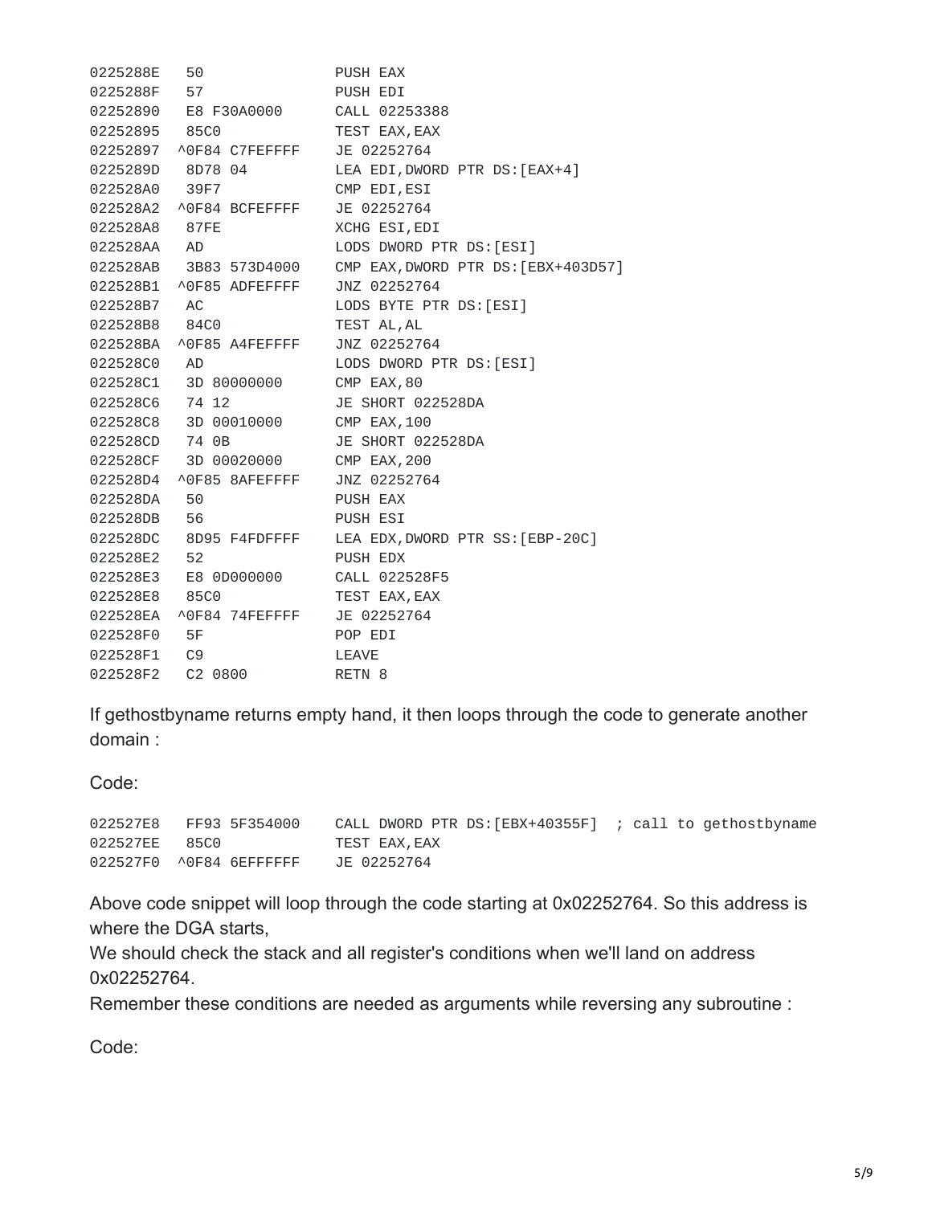```
0225288E   50              PUSH EAX
0225288F   57              PUSH EDI
02252890   E8 F30A0000     CALL 02253388
02252895   85C0            TEST EAX,EAX
02252897  ^0F84 C7FEFFFF   JE 02252764
0225289D   8D78 04         LEA EDI,DWORD PTR DS:[EAX+4]
022528A0   39F7            CMP EDI,ESI
022528A2  ^0F84 BCFEFFFF   JE 02252764
022528A8   87FE            XCHG ESI,EDI
022528AA   AD              LODS DWORD PTR DS:[ESI]
022528AB   3B83 573D4000   CMP EAX,DWORD PTR DS:[EBX+403D57]
022528B1  ^0F85 ADFEFFFF   JNZ 02252764
022528B7   AC              LODS BYTE PTR DS:[ESI]
022528B8   84C0            TEST AL,AL
022528BA  ^0F85 A4FEFFFF   JNZ 02252764
022528C0   AD              LODS DWORD PTR DS:[ESI]
022528C1   3D 80000000     CMP EAX,80
022528C6   74 12           JE SHORT 022528DA
022528C8   3D 00010000     CMP EAX,100
022528CD   74 0B           JE SHORT 022528DA
022528CF   3D 00020000     CMP EAX,200
022528D4  ^0F85 8AFEFFFF   JNZ 02252764
022528DA   50              PUSH EAX
022528DB   56              PUSH ESI
022528DC   8D95 F4FDFFFF   LEA EDX,DWORD PTR SS:[EBP-20C]
022528E2   52              PUSH EDX
022528E3   E8 0D000000     CALL 022528F5
022528E8   85C0            TEST EAX,EAX
022528EA  ^0F84 74FEFFFF   JE 02252764
022528F0   5F              POP EDI
022528F1   C9              LEAVE
022528F2   C2 0800         RETN 8
```

If gethostbyname returns empty hand, it then loops through the code to generate another domain :

Code:

```
022527E8   FF93 5F354000    CALL DWORD PTR DS:[EBX+40355F]  ; call to gethostbyname
022527EE   85C0             TEST EAX,EAX
022527F0  ^0F84 6EFFFFFF    JE 02252764
```

Above code snippet will loop through the code starting at 0x02252764. So this address is where the DGA starts,

We should check the stack and all register's conditions when we'll land on address 0x02252764.

Remember these conditions are needed as arguments while reversing any subroutine :

Code: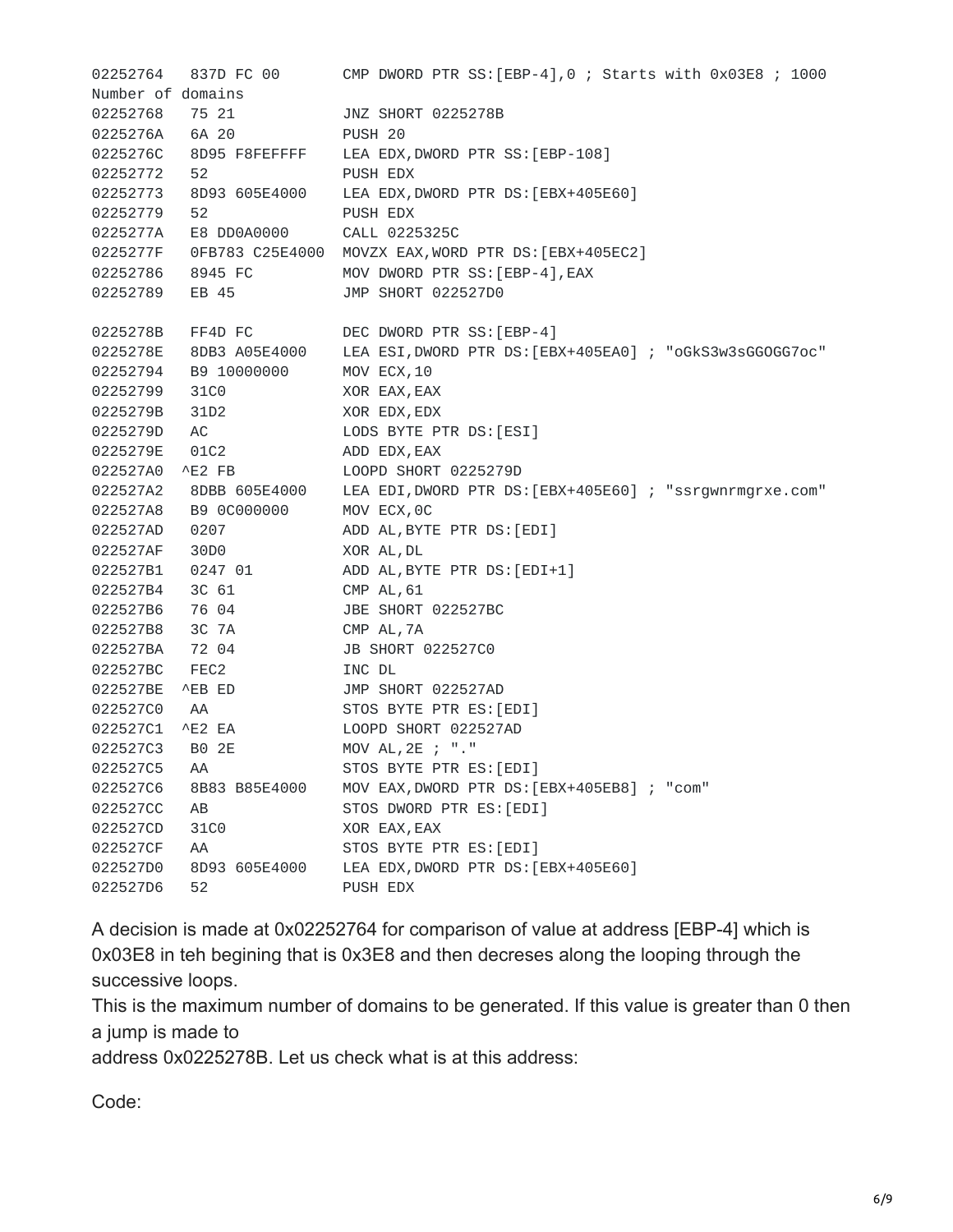```
02252764   837D FC 00       CMP DWORD PTR SS:[EBP-4],0 ; Starts with 0x03E8 ; 1000
Number of domains
02252768   75 21            JNZ SHORT 0225278B
0225276A   6A 20            PUSH 20
0225276C   8D95 F8FEFFFF    LEA EDX,DWORD PTR SS:[EBP-108]
02252772   52               PUSH EDX
02252773   8D93 605E4000    LEA EDX,DWORD PTR DS:[EBX+405E60]
02252779   52               PUSH EDX
0225277A   E8 DD0A0000      CALL 0225325C
0225277F   0FB783 C25E4000  MOVZX EAX,WORD PTR DS:[EBX+405EC2]
02252786   8945 FC          MOV DWORD PTR SS:[EBP-4],EAX
02252789   EB 45            JMP SHORT 022527D0

0225278B   FF4D FC          DEC DWORD PTR SS:[EBP-4]
0225278E   8DB3 A05E4000    LEA ESI,DWORD PTR DS:[EBX+405EA0] ; "oGkS3w3sGGOGG7oc"
02252794   B9 10000000      MOV ECX,10
02252799   31C0             XOR EAX,EAX
0225279B   31D2             XOR EDX,EDX
0225279D   AC               LODS BYTE PTR DS:[ESI]
0225279E   01C2             ADD EDX,EAX
022527A0  ^E2 FB            LOOPD SHORT 0225279D
022527A2   8DBB 605E4000    LEA EDI,DWORD PTR DS:[EBX+405E60] ; "ssrgwnrmgrxe.com"
022527A8   B9 0C000000      MOV ECX,0C
022527AD   0207             ADD AL,BYTE PTR DS:[EDI]
022527AF   30D0             XOR AL,DL
022527B1   0247 01          ADD AL,BYTE PTR DS:[EDI+1]
022527B4   3C 61            CMP AL,61
022527B6   76 04            JBE SHORT 022527BC
022527B8   3C 7A            CMP AL,7A
022527BA   72 04            JB SHORT 022527C0
022527BC   FEC2             INC DL
022527BE  ^EB ED            JMP SHORT 022527AD
022527C0   AA               STOS BYTE PTR ES:[EDI]
022527C1  ^E2 EA            LOOPD SHORT 022527AD
022527C3   B0 2E            MOV AL,2E ; "."
022527C5   AA               STOS BYTE PTR ES:[EDI]
022527C6   8B83 B85E4000    MOV EAX,DWORD PTR DS:[EBX+405EB8] ; "com"
022527CC   AB               STOS DWORD PTR ES:[EDI]
022527CD   31C0             XOR EAX,EAX
022527CF   AA               STOS BYTE PTR ES:[EDI]
022527D0   8D93 605E4000    LEA EDX,DWORD PTR DS:[EBX+405E60]
022527D6   52               PUSH EDX
```

A decision is made at 0x02252764 for comparison of value at address [EBP-4] which is 0x03E8 in teh begining that is 0x3E8 and then decreses along the looping through the successive loops.
This is the maximum number of domains to be generated. If this value is greater than 0 then a jump is made to
address 0x0225278B. Let us check what is at this address:

Code: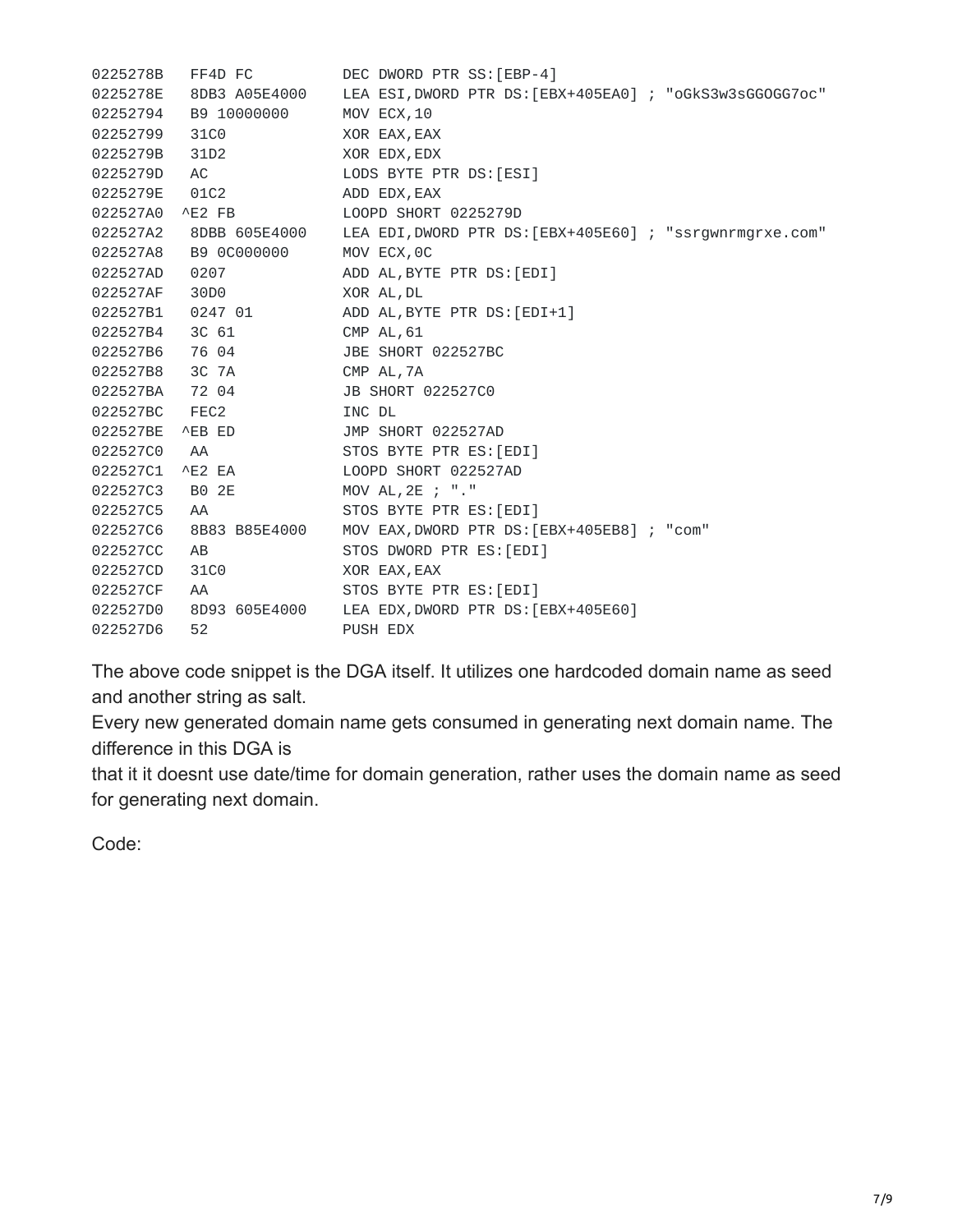```
0225278B   FF4D FC          DEC DWORD PTR SS:[EBP-4]
0225278E   8DB3 A05E4000    LEA ESI,DWORD PTR DS:[EBX+405EA0] ; "oGkS3w3sGGOGG7oc"
02252794   B9 10000000      MOV ECX,10
02252799   31C0             XOR EAX,EAX
0225279B   31D2             XOR EDX,EDX
0225279D   AC               LODS BYTE PTR DS:[ESI]
0225279E   01C2             ADD EDX,EAX
022527A0  ^E2 FB            LOOPD SHORT 0225279D
022527A2   8DBB 605E4000    LEA EDI,DWORD PTR DS:[EBX+405E60] ; "ssrgwnrmgrxe.com"
022527A8   B9 0C000000      MOV ECX,0C
022527AD   0207             ADD AL,BYTE PTR DS:[EDI]
022527AF   30D0             XOR AL,DL
022527B1   0247 01          ADD AL,BYTE PTR DS:[EDI+1]
022527B4   3C 61            CMP AL,61
022527B6   76 04            JBE SHORT 022527BC
022527B8   3C 7A            CMP AL,7A
022527BA   72 04            JB SHORT 022527C0
022527BC   FEC2             INC DL
022527BE  ^EB ED            JMP SHORT 022527AD
022527C0   AA               STOS BYTE PTR ES:[EDI]
022527C1  ^E2 EA            LOOPD SHORT 022527AD
022527C3   B0 2E            MOV AL,2E ; "."
022527C5   AA               STOS BYTE PTR ES:[EDI]
022527C6   8B83 B85E4000    MOV EAX,DWORD PTR DS:[EBX+405EB8] ; "com"
022527CC   AB               STOS DWORD PTR ES:[EDI]
022527CD   31C0             XOR EAX,EAX
022527CF   AA               STOS BYTE PTR ES:[EDI]
022527D0   8D93 605E4000    LEA EDX,DWORD PTR DS:[EBX+405E60]
022527D6   52               PUSH EDX
```

The above code snippet is the DGA itself. It utilizes one hardcoded domain name as seed and another string as salt.
Every new generated domain name gets consumed in generating next domain name. The difference in this DGA is
that it it doesnt use date/time for domain generation, rather uses the domain name as seed for generating next domain.

Code: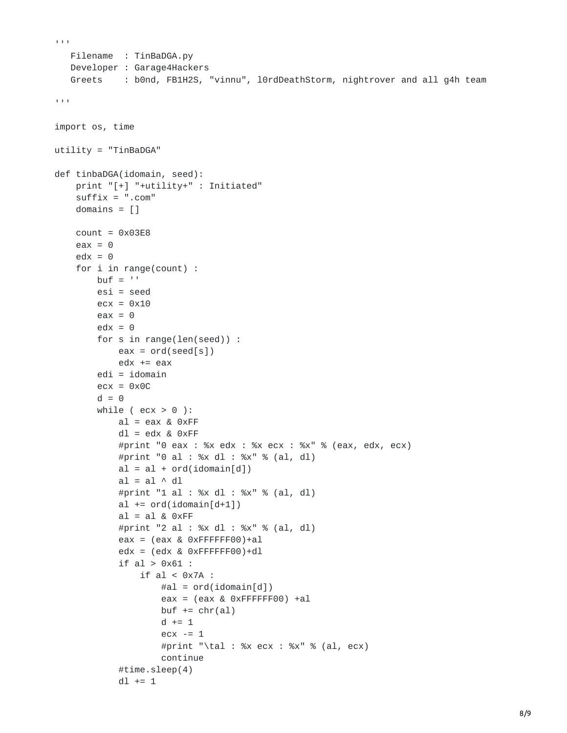```python
'''
   Filename  : TinBaDGA.py
   Developer : Garage4Hackers
   Greets    : b0nd, FB1H2S, "vinnu", l0rdDeathStorm, nightrover and all g4h team

'''

import os, time

utility = "TinBaDGA"

def tinbaDGA(idomain, seed):
    print "[+] "+utility+" : Initiated"
    suffix = ".com"
    domains = []

    count = 0x03E8
    eax = 0
    edx = 0
    for i in range(count) :
        buf = ''
        esi = seed
        ecx = 0x10
        eax = 0
        edx = 0
        for s in range(len(seed)) :
            eax = ord(seed[s])
            edx += eax
        edi = idomain
        ecx = 0x0C
        d = 0
        while ( ecx > 0 ):
            al = eax & 0xFF
            dl = edx & 0xFF
            #print "0 eax : %x edx : %x ecx : %x" % (eax, edx, ecx)
            #print "0 al : %x dl : %x" % (al, dl)
            al = al + ord(idomain[d])
            al = al ^ dl
            #print "1 al : %x dl : %x" % (al, dl)
            al += ord(idomain[d+1])
            al = al & 0xFF
            #print "2 al : %x dl : %x" % (al, dl)
            eax = (eax & 0xFFFFFF00)+al
            edx = (edx & 0xFFFFFF00)+dl
            if al > 0x61 :
                if al < 0x7A :
                    #al = ord(idomain[d])
                    eax = (eax & 0xFFFFFF00) +al
                    buf += chr(al)
                    d += 1
                    ecx -= 1
                    #print "\tal : %x ecx : %x" % (al, ecx)
                    continue
            #time.sleep(4)
            dl += 1
```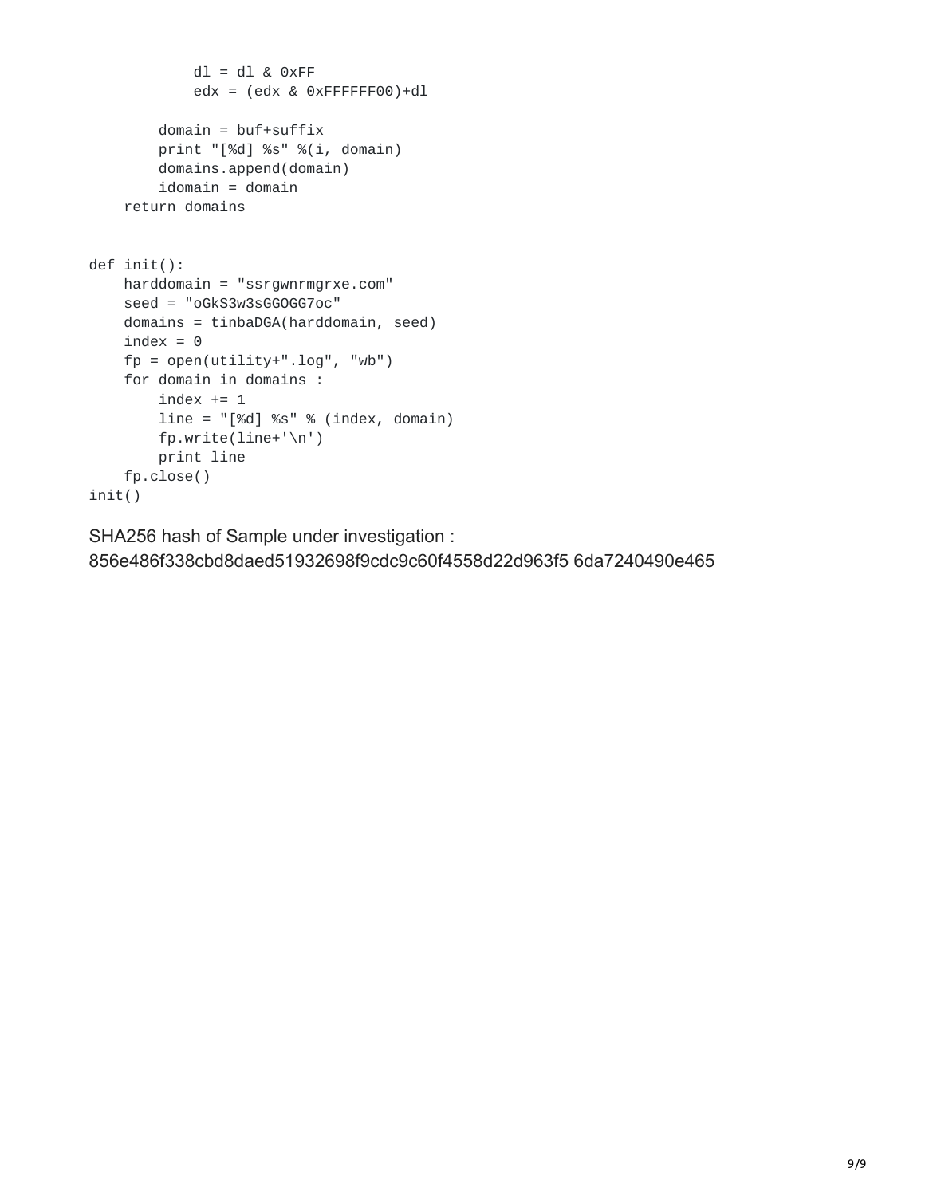```
            dl = dl & 0xFF
            edx = (edx & 0xFFFFFF00)+dl

        domain = buf+suffix
        print "[%d] %s" %(i, domain)
        domains.append(domain)
        idomain = domain
    return domains


def init():
    harddomain = "ssrgwnrmgrxe.com"
    seed = "oGkS3w3sGGOGG7oc"
    domains = tinbaDGA(harddomain, seed)
    index = 0
    fp = open(utility+".log", "wb")
    for domain in domains :
        index += 1
        line = "[%d] %s" % (index, domain)
        fp.write(line+'\n')
        print line
    fp.close()
init()
```

SHA256 hash of Sample under investigation :
856e486f338cbd8daed51932698f9cdc9c60f4558d22d963f5 6da7240490e465